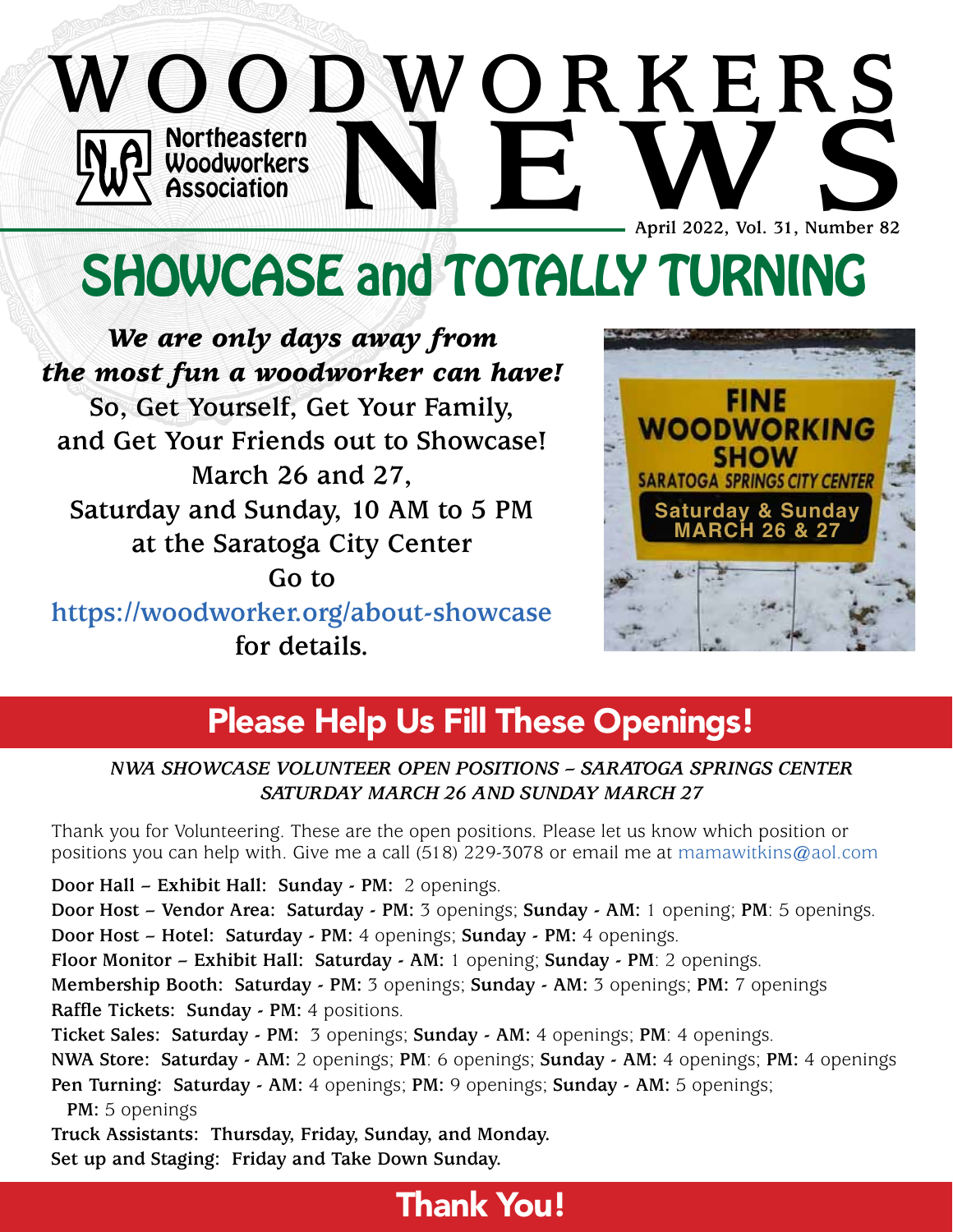# WOODWORKERS NEWS

Northeastern Woodworkers Association

April 2022, Vol. 31, Number 82

# SHOWCASE and TOTALLY TURNING

***We are only days away from the most fun a woodworker can have!***

**So, Get Yourself, Get Your Family, and Get Your Friends out to Showcase!**
**March 26 and 27,**
**Saturday and Sunday, 10 AM to 5 PM**
**at the Saratoga City Center**
**Go to**
**https://woodworker.org/about-showcase**
**for details.**

FINE WOODWORKING SHOW
SARATOGA SPRINGS CITY CENTER
Saturday & Sunday
MARCH 26 & 27

## Please Help Us Fill These Openings!

*NWA SHOWCASE VOLUNTEER OPEN POSITIONS – SARATOGA SPRINGS CENTER*
*SATURDAY MARCH 26 AND SUNDAY MARCH 27*

Thank you for Volunteering. These are the open positions. Please let us know which position or positions you can help with. Give me a call (518) 229-3078 or email me at mamawitkins@aol.com

**Door Hall – Exhibit Hall: Sunday - PM:** 2 openings.
**Door Host – Vendor Area: Saturday - PM:** 3 openings; **Sunday - AM:** 1 opening; **PM**: 5 openings.
**Door Host – Hotel: Saturday - PM:** 4 openings; **Sunday - PM:** 4 openings.
**Floor Monitor – Exhibit Hall: Saturday - AM:** 1 opening; **Sunday - PM**: 2 openings.
**Membership Booth: Saturday - PM:** 3 openings; **Sunday - AM:** 3 openings; **PM:** 7 openings
**Raffle Tickets: Sunday - PM:** 4 positions.
**Ticket Sales: Saturday - PM:** 3 openings; **Sunday - AM:** 4 openings; **PM**: 4 openings.
**NWA Store: Saturday - AM:** 2 openings; **PM**: 6 openings; **Sunday - AM:** 4 openings; **PM:** 4 openings
**Pen Turning: Saturday - AM:** 4 openings; **PM:** 9 openings; **Sunday - AM:** 5 openings; **PM:** 5 openings
**Truck Assistants: Thursday, Friday, Sunday, and Monday.**
**Set up and Staging: Friday and Take Down Sunday.**

## Thank You!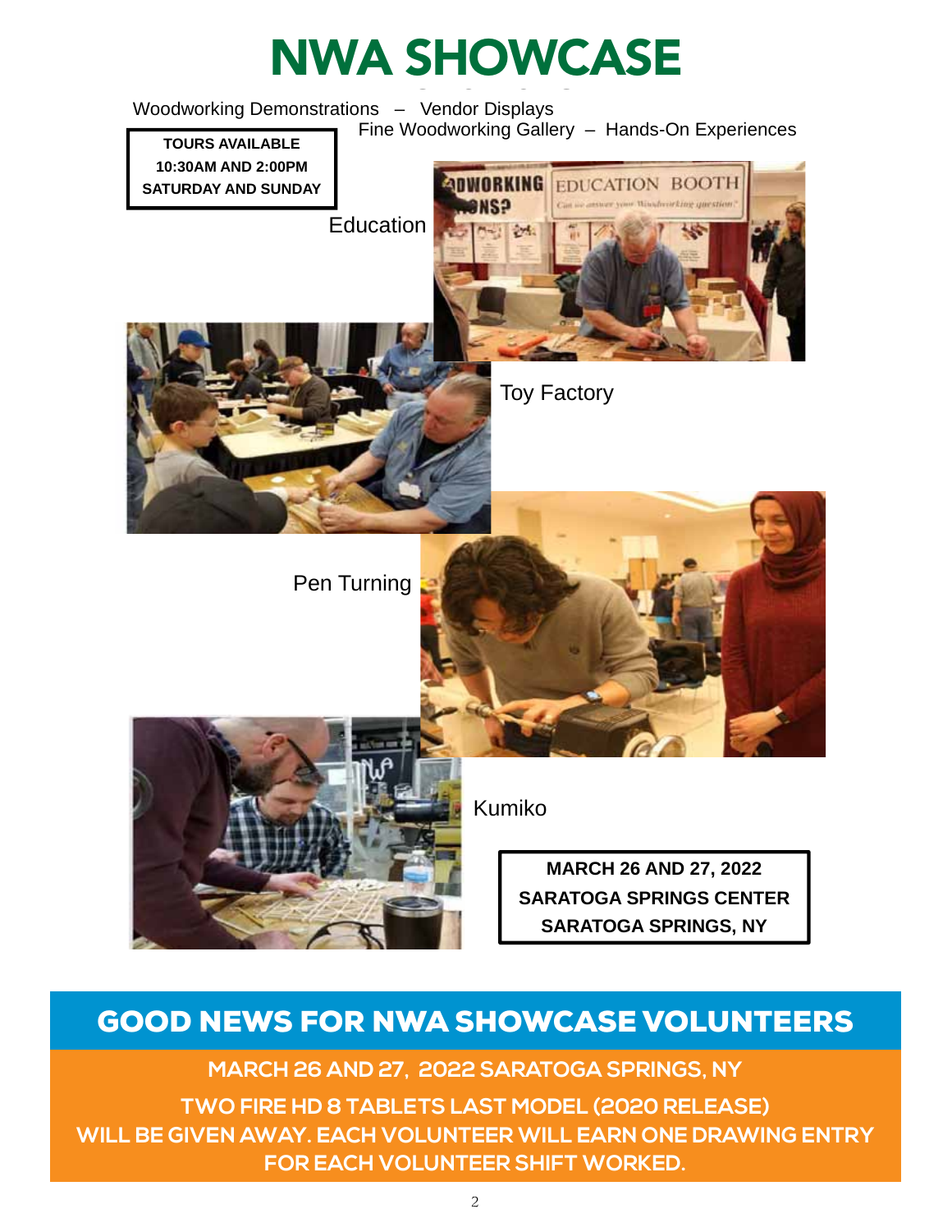# NWA SHOWCASE

Woodworking Demonstrations – Vendor Displays

Fine Woodworking Gallery – Hands-On Experiences

**TOURS AVAILABLE**
**10:30AM AND 2:00PM**
**SATURDAY AND SUNDAY**

Education

Toy Factory

Pen Turning

Kumiko

**MARCH 26 AND 27, 2022**
**SARATOGA SPRINGS CENTER**
**SARATOGA SPRINGS, NY**

## GOOD NEWS FOR NWA SHOWCASE VOLUNTEERS

**MARCH 26 AND 27, 2022 SARATOGA SPRINGS, NY**

**TWO FIRE HD 8 TABLETS LAST MODEL (2020 RELEASE) WILL BE GIVEN AWAY. EACH VOLUNTEER WILL EARN ONE DRAWING ENTRY FOR EACH VOLUNTEER SHIFT WORKED.**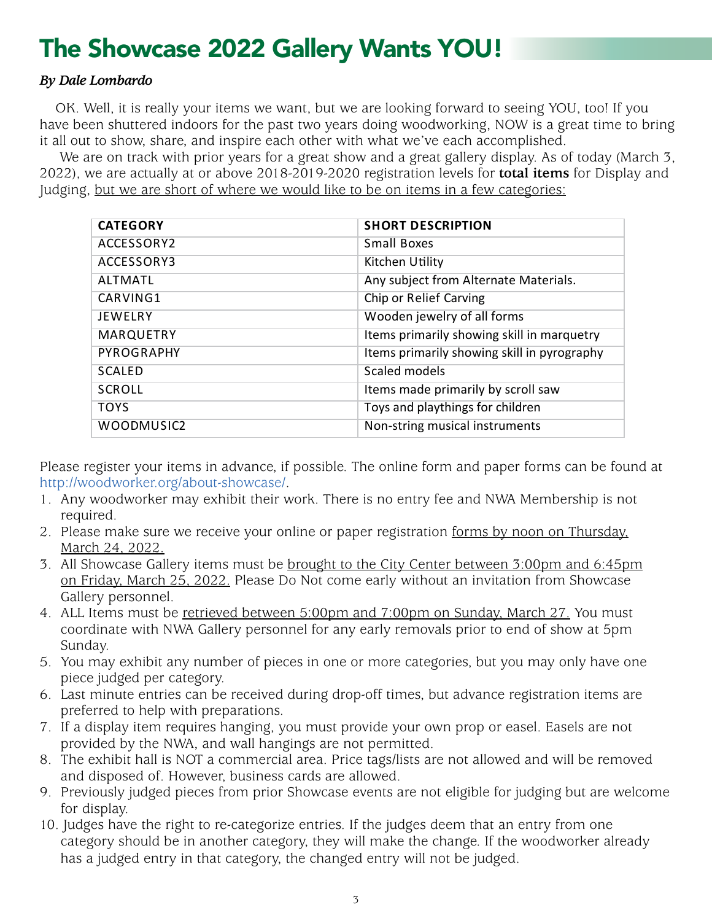# The Showcase 2022 Gallery Wants YOU!

*By Dale Lombardo*

OK. Well, it is really your items we want, but we are looking forward to seeing YOU, too! If you have been shuttered indoors for the past two years doing woodworking, NOW is a great time to bring it all out to show, share, and inspire each other with what we've each accomplished.

We are on track with prior years for a great show and a great gallery display. As of today (March 3, 2022), we are actually at or above 2018-2019-2020 registration levels for **total items** for Display and Judging, <u>but we are short of where we would like to be on items in a few categories:</u>

| CATEGORY | SHORT DESCRIPTION |
|---|---|
| ACCESSORY2 | Small Boxes |
| ACCESSORY3 | Kitchen Utility |
| ALTMATL | Any subject from Alternate Materials. |
| CARVING1 | Chip or Relief Carving |
| JEWELRY | Wooden jewelry of all forms |
| MARQUETRY | Items primarily showing skill in marquetry |
| PYROGRAPHY | Items primarily showing skill in pyrography |
| SCALED | Scaled models |
| SCROLL | Items made primarily by scroll saw |
| TOYS | Toys and playthings for children |
| WOODMUSIC2 | Non-string musical instruments |

Please register your items in advance, if possible. The online form and paper forms can be found at http://woodworker.org/about-showcase/.

1. Any woodworker may exhibit their work. There is no entry fee and NWA Membership is not required.
2. Please make sure we receive your online or paper registration <u>forms by noon on Thursday, March 24, 2022.</u>
3. All Showcase Gallery items must be <u>brought to the City Center between 3:00pm and 6:45pm on Friday, March 25, 2022.</u> Please Do Not come early without an invitation from Showcase Gallery personnel.
4. ALL Items must be <u>retrieved between 5:00pm and 7:00pm on Sunday, March 27.</u> You must coordinate with NWA Gallery personnel for any early removals prior to end of show at 5pm Sunday.
5. You may exhibit any number of pieces in one or more categories, but you may only have one piece judged per category.
6. Last minute entries can be received during drop-off times, but advance registration items are preferred to help with preparations.
7. If a display item requires hanging, you must provide your own prop or easel. Easels are not provided by the NWA, and wall hangings are not permitted.
8. The exhibit hall is NOT a commercial area. Price tags/lists are not allowed and will be removed and disposed of. However, business cards are allowed.
9. Previously judged pieces from prior Showcase events are not eligible for judging but are welcome for display.
10. Judges have the right to re-categorize entries. If the judges deem that an entry from one category should be in another category, they will make the change. If the woodworker already has a judged entry in that category, the changed entry will not be judged.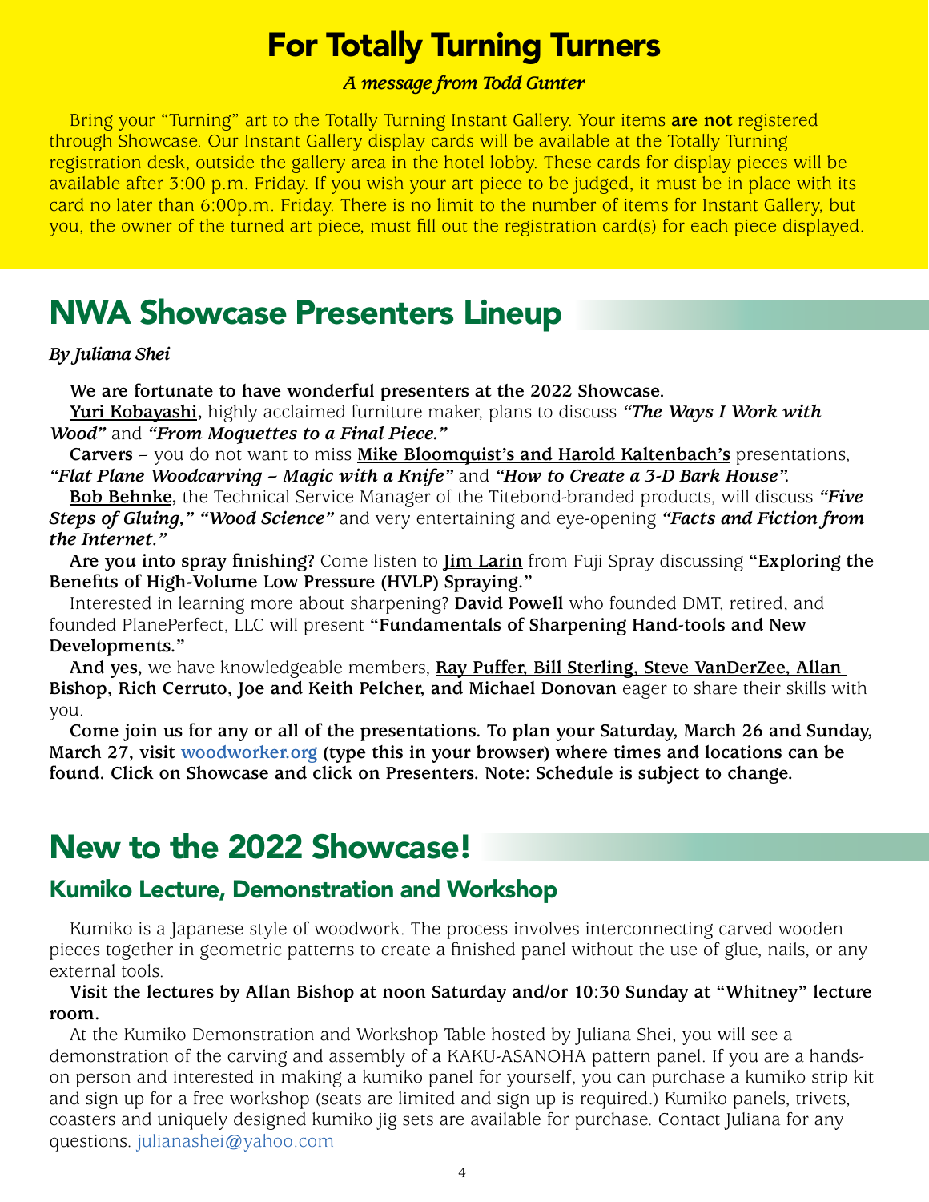# For Totally Turning Turners

***A message from Todd Gunter***

Bring your "Turning" art to the Totally Turning Instant Gallery. Your items **are not** registered through Showcase. Our Instant Gallery display cards will be available at the Totally Turning registration desk, outside the gallery area in the hotel lobby. These cards for display pieces will be available after 3:00 p.m. Friday. If you wish your art piece to be judged, it must be in place with its card no later than 6:00p.m. Friday. There is no limit to the number of items for Instant Gallery, but you, the owner of the turned art piece, must fill out the registration card(s) for each piece displayed.

# NWA Showcase Presenters Lineup

***By Juliana Shei***

**We are fortunate to have wonderful presenters at the 2022 Showcase.**

**Yuri Kobayashi,** highly acclaimed furniture maker, plans to discuss ***"The Ways I Work with Wood"*** and ***"From Moquettes to a Final Piece."***

**Carvers** – you do not want to miss **Mike Bloomquist's and Harold Kaltenbach's** presentations, ***"Flat Plane Woodcarving – Magic with a Knife"*** and ***"How to Create a 3-D Bark House".***

**Bob Behnke,** the Technical Service Manager of the Titebond-branded products, will discuss ***"Five Steps of Gluing," "Wood Science"*** and very entertaining and eye-opening ***"Facts and Fiction from the Internet."***

**Are you into spray finishing?** Come listen to **Jim Larin** from Fuji Spray discussing **"Exploring the Benefits of High-Volume Low Pressure (HVLP) Spraying."**

Interested in learning more about sharpening? **David Powell** who founded DMT, retired, and founded PlanePerfect, LLC will present **"Fundamentals of Sharpening Hand-tools and New Developments."**

**And yes,** we have knowledgeable members, **Ray Puffer, Bill Sterling, Steve VanDerZee, Allan Bishop, Rich Cerruto, Joe and Keith Pelcher, and Michael Donovan** eager to share their skills with you.

**Come join us for any or all of the presentations. To plan your Saturday, March 26 and Sunday, March 27, visit woodworker.org (type this in your browser) where times and locations can be found. Click on Showcase and click on Presenters. Note: Schedule is subject to change.**

# New to the 2022 Showcase!

## Kumiko Lecture, Demonstration and Workshop

Kumiko is a Japanese style of woodwork. The process involves interconnecting carved wooden pieces together in geometric patterns to create a finished panel without the use of glue, nails, or any external tools.

**Visit the lectures by Allan Bishop at noon Saturday and/or 10:30 Sunday at "Whitney" lecture room.**

At the Kumiko Demonstration and Workshop Table hosted by Juliana Shei, you will see a demonstration of the carving and assembly of a KAKU-ASANOHA pattern panel. If you are a hands-on person and interested in making a kumiko panel for yourself, you can purchase a kumiko strip kit and sign up for a free workshop (seats are limited and sign up is required.) Kumiko panels, trivets, coasters and uniquely designed kumiko jig sets are available for purchase. Contact Juliana for any questions. julianashei@yahoo.com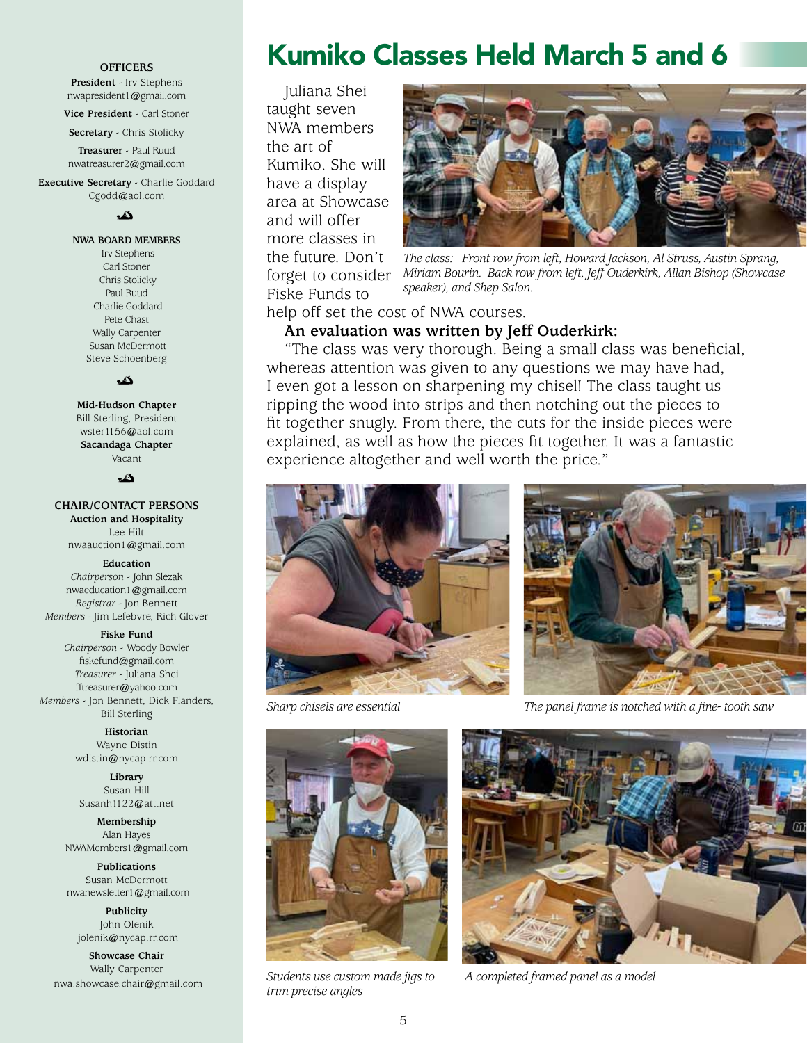**OFFICERS**

**President** - Irv Stephens
nwapresident1@gmail.com

**Vice President** - Carl Stoner

**Secretary** - Chris Stolicky

**Treasurer** - Paul Ruud
nwatreasurer2@gmail.com

**Executive Secretary** - Charlie Goddard
Cgodd@aol.com

**NWA BOARD MEMBERS**

Irv Stephens
Carl Stoner
Chris Stolicky
Paul Ruud
Charlie Goddard
Pete Chast
Wally Carpenter
Susan McDermott
Steve Schoenberg

**Mid-Hudson Chapter**
Bill Sterling, President
wster1156@aol.com

**Sacandaga Chapter**
Vacant

**CHAIR/CONTACT PERSONS**

**Auction and Hospitality**
Lee Hilt
nwaauction1@gmail.com

**Education**
*Chairperson* - John Slezak
nwaeducation1@gmail.com
*Registrar* - Jon Bennett
*Members* - Jim Lefebvre, Rich Glover

**Fiske Fund**
*Chairperson* - Woody Bowler
fiskefund@gmail.com
*Treasurer* - Juliana Shei
fftreasurer@yahoo.com
*Members* - Jon Bennett, Dick Flanders, Bill Sterling

**Historian**
Wayne Distin
wdistin@nycap.rr.com

**Library**
Susan Hill
Susanh1122@att.net

**Membership**
Alan Hayes
NWAMembers1@gmail.com

**Publications**
Susan McDermott
nwanewsletter1@gmail.com

**Publicity**
John Olenik
jolenik@nycap.rr.com

**Showcase Chair**
Wally Carpenter
nwa.showcase.chair@gmail.com

# Kumiko Classes Held March 5 and 6

Juliana Shei taught seven NWA members the art of Kumiko. She will have a display area at Showcase and will offer more classes in the future. Don't forget to consider Fiske Funds to help off set the cost of NWA courses.

*The class: Front row from left, Howard Jackson, Al Struss, Austin Sprang, Miriam Bourin. Back row from left, Jeff Ouderkirk, Allan Bishop (Showcase speaker), and Shep Salon.*

**An evaluation was written by Jeff Ouderkirk:**

"The class was very thorough. Being a small class was beneficial, whereas attention was given to any questions we may have had, I even got a lesson on sharpening my chisel! The class taught us ripping the wood into strips and then notching out the pieces to fit together snugly. From there, the cuts for the inside pieces were explained, as well as how the pieces fit together. It was a fantastic experience altogether and well worth the price."

*Sharp chisels are essential*

*The panel frame is notched with a fine- tooth saw*

*Students use custom made jigs to trim precise angles*

*A completed framed panel as a model*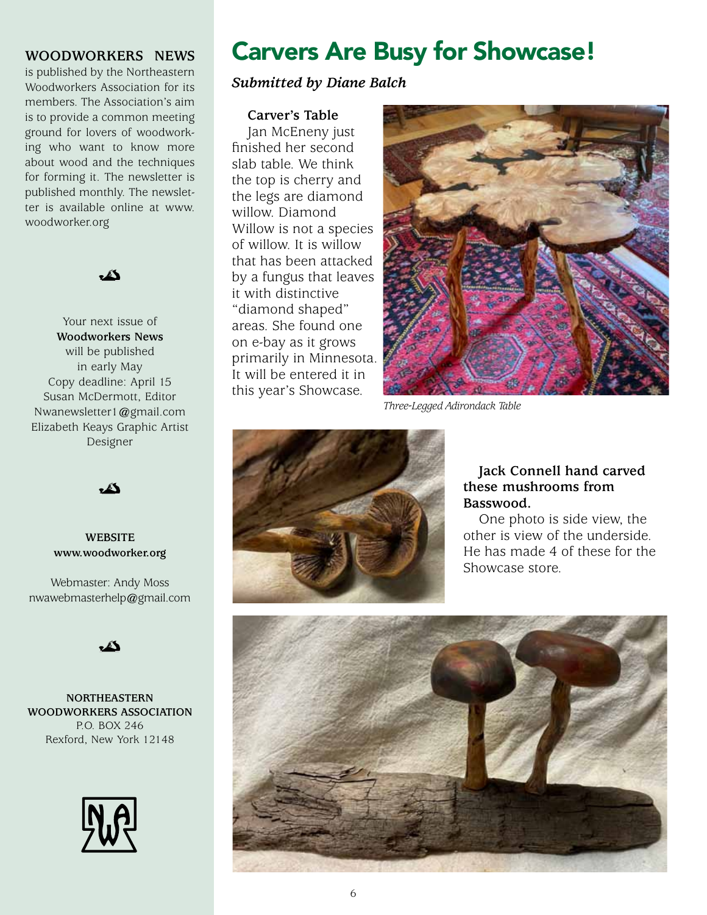# Carvers Are Busy for Showcase!

***Submitted by Diane Balch***

**Carver's Table**

Jan McEneny just finished her second slab table. We think the top is cherry and the legs are diamond willow. Diamond Willow is not a species of willow. It is willow that has been attacked by a fungus that leaves it with distinctive "diamond shaped" areas. She found one on e-bay as it grows primarily in Minnesota. It will be entered it in this year's Showcase.

*Three-Legged Adirondack Table*

**Jack Connell hand carved these mushrooms from Basswood.**

One photo is side view, the other is view of the underside. He has made 4 of these for the Showcase store.

---

**WOODWORKERS NEWS** is published by the Northeastern Woodworkers Association for its members. The Association's aim is to provide a common meeting ground for lovers of woodworking who want to know more about wood and the techniques for forming it. The newsletter is published monthly. The newsletter is available online at www.woodworker.org

Your next issue of **Woodworkers News** will be published in early May
Copy deadline: April 15
Susan McDermott, Editor
Nwanewsletter1@gmail.com
Elizabeth Keays Graphic Artist Designer

**WEBSITE**
**www.woodworker.org**

Webmaster: Andy Moss
nwawebmasterhelp@gmail.com

**NORTHEASTERN WOODWORKERS ASSOCIATION**
P.O. BOX 246
Rexford, New York 12148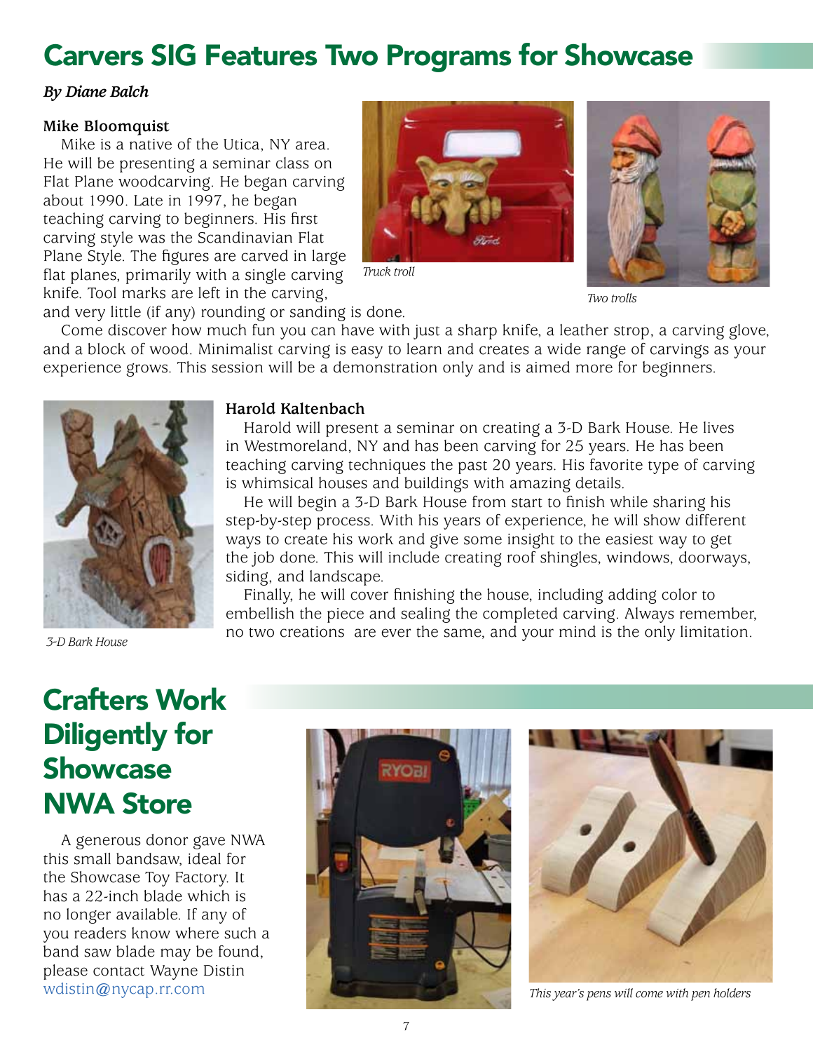# Carvers SIG Features Two Programs for Showcase

*By Diane Balch*

**Mike Bloomquist**

Mike is a native of the Utica, NY area. He will be presenting a seminar class on Flat Plane woodcarving. He began carving about 1990. Late in 1997, he began teaching carving to beginners. His first carving style was the Scandinavian Flat Plane Style. The figures are carved in large flat planes, primarily with a single carving knife. Tool marks are left in the carving, and very little (if any) rounding or sanding is done.

Come discover how much fun you can have with just a sharp knife, a leather strop, a carving glove, and a block of wood. Minimalist carving is easy to learn and creates a wide range of carvings as your experience grows. This session will be a demonstration only and is aimed more for beginners.

*Truck troll*

*Two trolls*

**Harold Kaltenbach**

Harold will present a seminar on creating a 3-D Bark House. He lives in Westmoreland, NY and has been carving for 25 years. He has been teaching carving techniques the past 20 years. His favorite type of carving is whimsical houses and buildings with amazing details.

He will begin a 3-D Bark House from start to finish while sharing his step-by-step process. With his years of experience, he will show different ways to create his work and give some insight to the easiest way to get the job done. This will include creating roof shingles, windows, doorways, siding, and landscape.

Finally, he will cover finishing the house, including adding color to embellish the piece and sealing the completed carving. Always remember, no two creations are ever the same, and your mind is the only limitation.

*3-D Bark House*

# Crafters Work Diligently for Showcase NWA Store

A generous donor gave NWA this small bandsaw, ideal for the Showcase Toy Factory. It has a 22-inch blade which is no longer available. If any of you readers know where such a band saw blade may be found, please contact Wayne Distin wdistin@nycap.rr.com

*This year's pens will come with pen holders*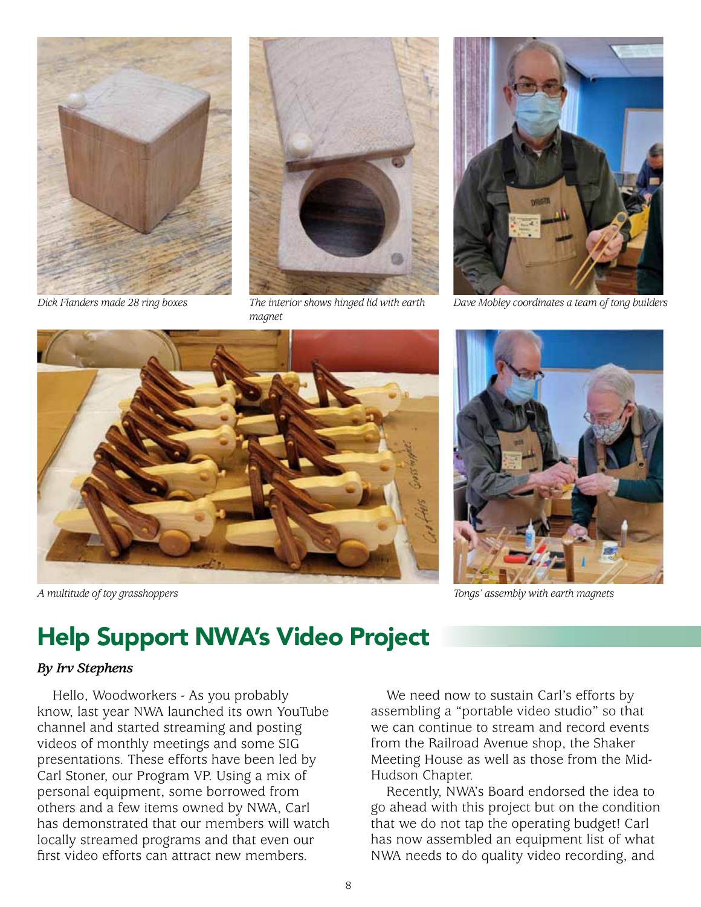*Dick Flanders made 28 ring boxes*

*The interior shows hinged lid with earth magnet*

*Dave Mobley coordinates a team of tong builders*

*A multitude of toy grasshoppers*

*Tongs' assembly with earth magnets*

## Help Support NWA's Video Project

***By Irv Stephens***

Hello, Woodworkers - As you probably know, last year NWA launched its own YouTube channel and started streaming and posting videos of monthly meetings and some SIG presentations. These efforts have been led by Carl Stoner, our Program VP. Using a mix of personal equipment, some borrowed from others and a few items owned by NWA, Carl has demonstrated that our members will watch locally streamed programs and that even our first video efforts can attract new members.

We need now to sustain Carl's efforts by assembling a "portable video studio" so that we can continue to stream and record events from the Railroad Avenue shop, the Shaker Meeting House as well as those from the Mid-Hudson Chapter.

Recently, NWA's Board endorsed the idea to go ahead with this project but on the condition that we do not tap the operating budget! Carl has now assembled an equipment list of what NWA needs to do quality video recording, and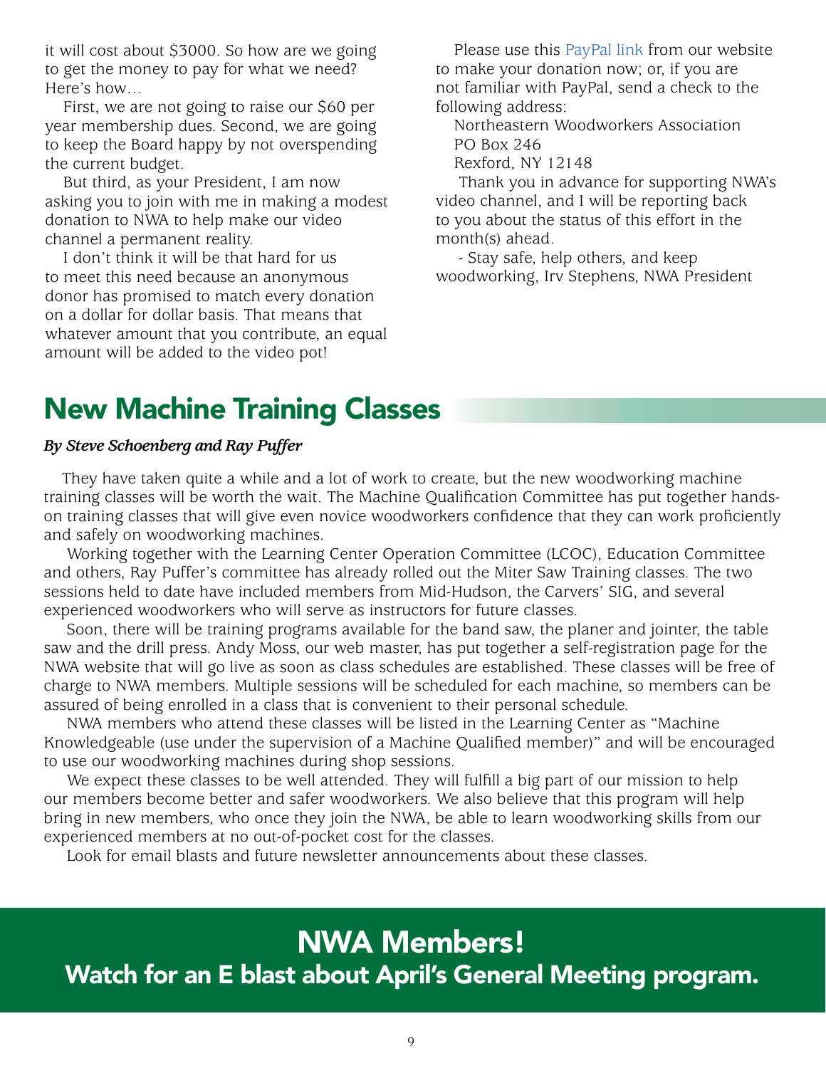it will cost about $3000. So how are we going to get the money to pay for what we need? Here's how…

First, we are not going to raise our $60 per year membership dues. Second, we are going to keep the Board happy by not overspending the current budget.

But third, as your President, I am now asking you to join with me in making a modest donation to NWA to help make our video channel a permanent reality.

I don't think it will be that hard for us to meet this need because an anonymous donor has promised to match every donation on a dollar for dollar basis. That means that whatever amount that you contribute, an equal amount will be added to the video pot!

Please use this PayPal link from our website to make your donation now; or, if you are not familiar with PayPal, send a check to the following address:

Northeastern Woodworkers Association
PO Box 246
Rexford, NY 12148

Thank you in advance for supporting NWA's video channel, and I will be reporting back to you about the status of this effort in the month(s) ahead.

- Stay safe, help others, and keep woodworking, Irv Stephens, NWA President

## New Machine Training Classes

***By Steve Schoenberg and Ray Puffer***

They have taken quite a while and a lot of work to create, but the new woodworking machine training classes will be worth the wait. The Machine Qualification Committee has put together hands-on training classes that will give even novice woodworkers confidence that they can work proficiently and safely on woodworking machines.

Working together with the Learning Center Operation Committee (LCOC), Education Committee and others, Ray Puffer's committee has already rolled out the Miter Saw Training classes. The two sessions held to date have included members from Mid-Hudson, the Carvers' SIG, and several experienced woodworkers who will serve as instructors for future classes.

Soon, there will be training programs available for the band saw, the planer and jointer, the table saw and the drill press. Andy Moss, our web master, has put together a self-registration page for the NWA website that will go live as soon as class schedules are established. These classes will be free of charge to NWA members. Multiple sessions will be scheduled for each machine, so members can be assured of being enrolled in a class that is convenient to their personal schedule.

NWA members who attend these classes will be listed in the Learning Center as "Machine Knowledgeable (use under the supervision of a Machine Qualified member)" and will be encouraged to use our woodworking machines during shop sessions.

We expect these classes to be well attended. They will fulfill a big part of our mission to help our members become better and safer woodworkers. We also believe that this program will help bring in new members, who once they join the NWA, be able to learn woodworking skills from our experienced members at no out-of-pocket cost for the classes.

Look for email blasts and future newsletter announcements about these classes.

## NWA Members!

### Watch for an E blast about April's General Meeting program.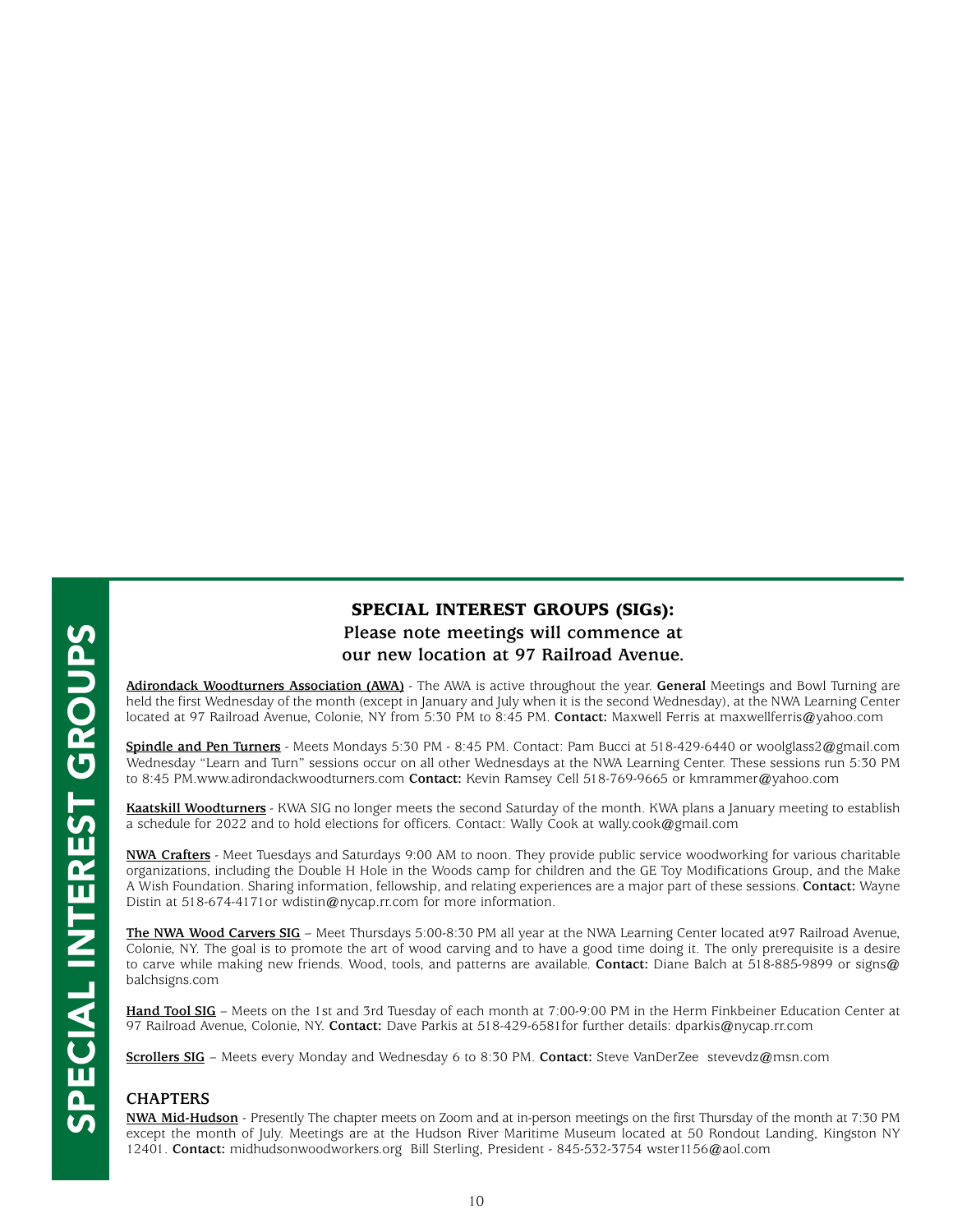# SPECIAL INTEREST GROUPS

## SPECIAL INTEREST GROUPS (SIGs):

**Please note meetings will commence at our new location at 97 Railroad Avenue.**

**Adirondack Woodturners Association (AWA)** - The AWA is active throughout the year. **General** Meetings and Bowl Turning are held the first Wednesday of the month (except in January and July when it is the second Wednesday), at the NWA Learning Center located at 97 Railroad Avenue, Colonie, NY from 5:30 PM to 8:45 PM. **Contact:** Maxwell Ferris at maxwellferris@yahoo.com

**Spindle and Pen Turners** - Meets Mondays 5:30 PM - 8:45 PM. Contact: Pam Bucci at 518-429-6440 or woolglass2@gmail.com Wednesday "Learn and Turn" sessions occur on all other Wednesdays at the NWA Learning Center. These sessions run 5:30 PM to 8:45 PM.www.adirondackwoodturners.com **Contact:** Kevin Ramsey Cell 518-769-9665 or kmrammer@yahoo.com

**Kaatskill Woodturners** - KWA SIG no longer meets the second Saturday of the month. KWA plans a January meeting to establish a schedule for 2022 and to hold elections for officers. Contact: Wally Cook at wally.cook@gmail.com

**NWA Crafters** - Meet Tuesdays and Saturdays 9:00 AM to noon. They provide public service woodworking for various charitable organizations, including the Double H Hole in the Woods camp for children and the GE Toy Modifications Group, and the Make A Wish Foundation. Sharing information, fellowship, and relating experiences are a major part of these sessions. **Contact:** Wayne Distin at 518-674-4171or wdistin@nycap.rr.com for more information.

**The NWA Wood Carvers SIG** – Meet Thursdays 5:00-8:30 PM all year at the NWA Learning Center located at97 Railroad Avenue, Colonie, NY. The goal is to promote the art of wood carving and to have a good time doing it. The only prerequisite is a desire to carve while making new friends. Wood, tools, and patterns are available. **Contact:** Diane Balch at 518-885-9899 or signs@balchsigns.com

**Hand Tool SIG** – Meets on the 1st and 3rd Tuesday of each month at 7:00-9:00 PM in the Herm Finkbeiner Education Center at 97 Railroad Avenue, Colonie, NY. **Contact:** Dave Parkis at 518-429-6581for further details: dparkis@nycap.rr.com

**Scrollers SIG** – Meets every Monday and Wednesday 6 to 8:30 PM. **Contact:** Steve VanDerZee stevevdz@msn.com

### CHAPTERS

**NWA Mid-Hudson** - Presently The chapter meets on Zoom and at in-person meetings on the first Thursday of the month at 7:30 PM except the month of July. Meetings are at the Hudson River Maritime Museum located at 50 Rondout Landing, Kingston NY 12401. **Contact:** midhudsonwoodworkers.org Bill Sterling, President - 845-532-3754 wster1156@aol.com